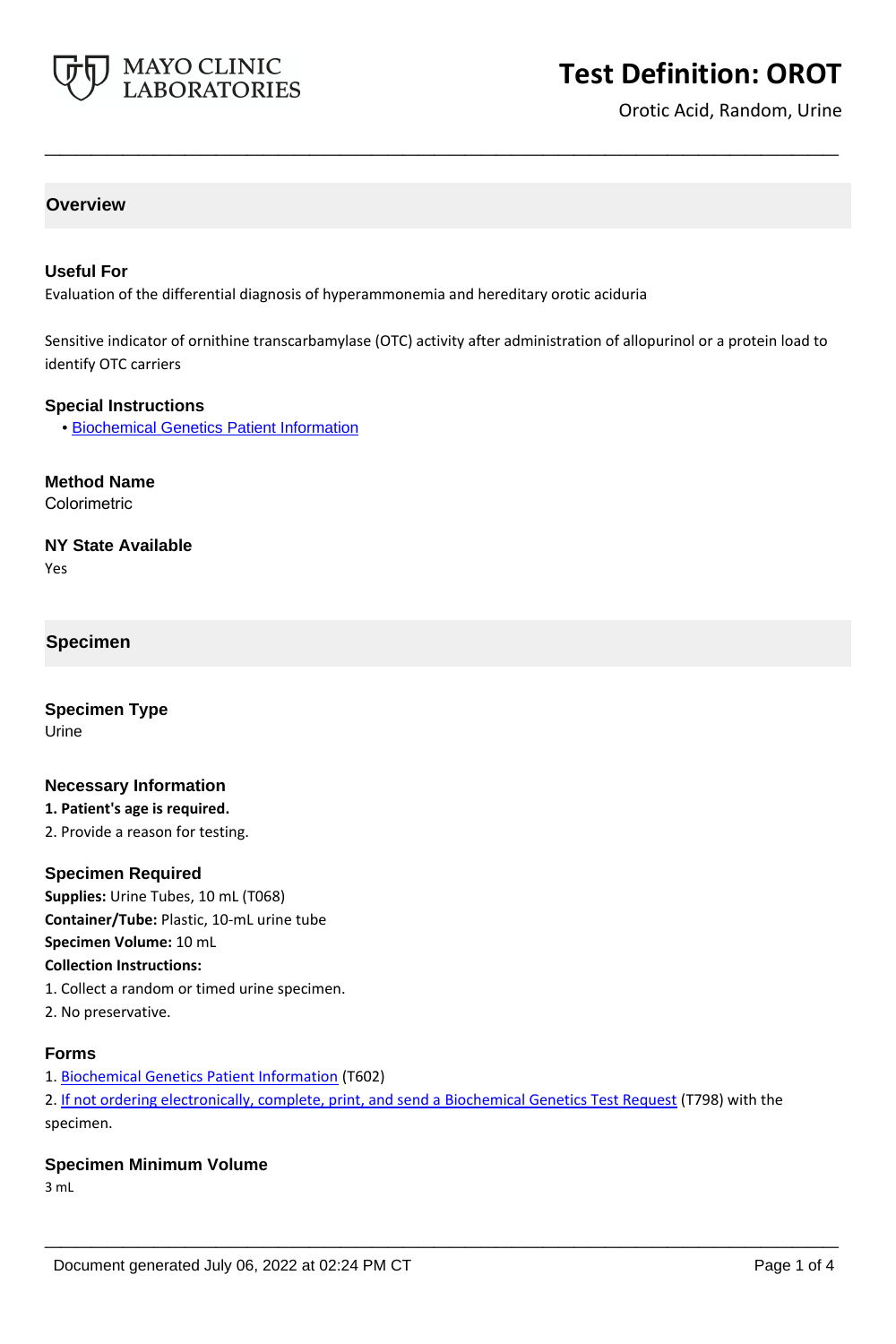# Test Definition: OROT

Orotic Acid, Random, Urine

## Overview

### Useful For

Evaluation of the differential diagnosis of hyperammonemia and hereditary orotic aciduria

Sensitive indicator of ornithine transcarbamylase (OTC) activity after administration of allopurinol or a protein load to identify OTC carriers

### Special Instructions

- Biochemical Genetics Patient Information

### Method Name

Colorimetric

### NY State Available

Yes

## Specimen

### Specimen Type

Urine

### Necessary Information

**1. Patient's age is required.**

2. Provide a reason for testing.

### Specimen Required

**Supplies:** Urine Tubes, 10 mL (T068)

**Container/Tube:** Plastic, 10-mL urine tube

**Specimen Volume:** 10 mL

**Collection Instructions:**

1. Collect a random or timed urine specimen.
2. No preservative.

### Forms

1. Biochemical Genetics Patient Information (T602)
2. If not ordering electronically, complete, print, and send a Biochemical Genetics Test Request (T798) with the specimen.

### Specimen Minimum Volume

3 mL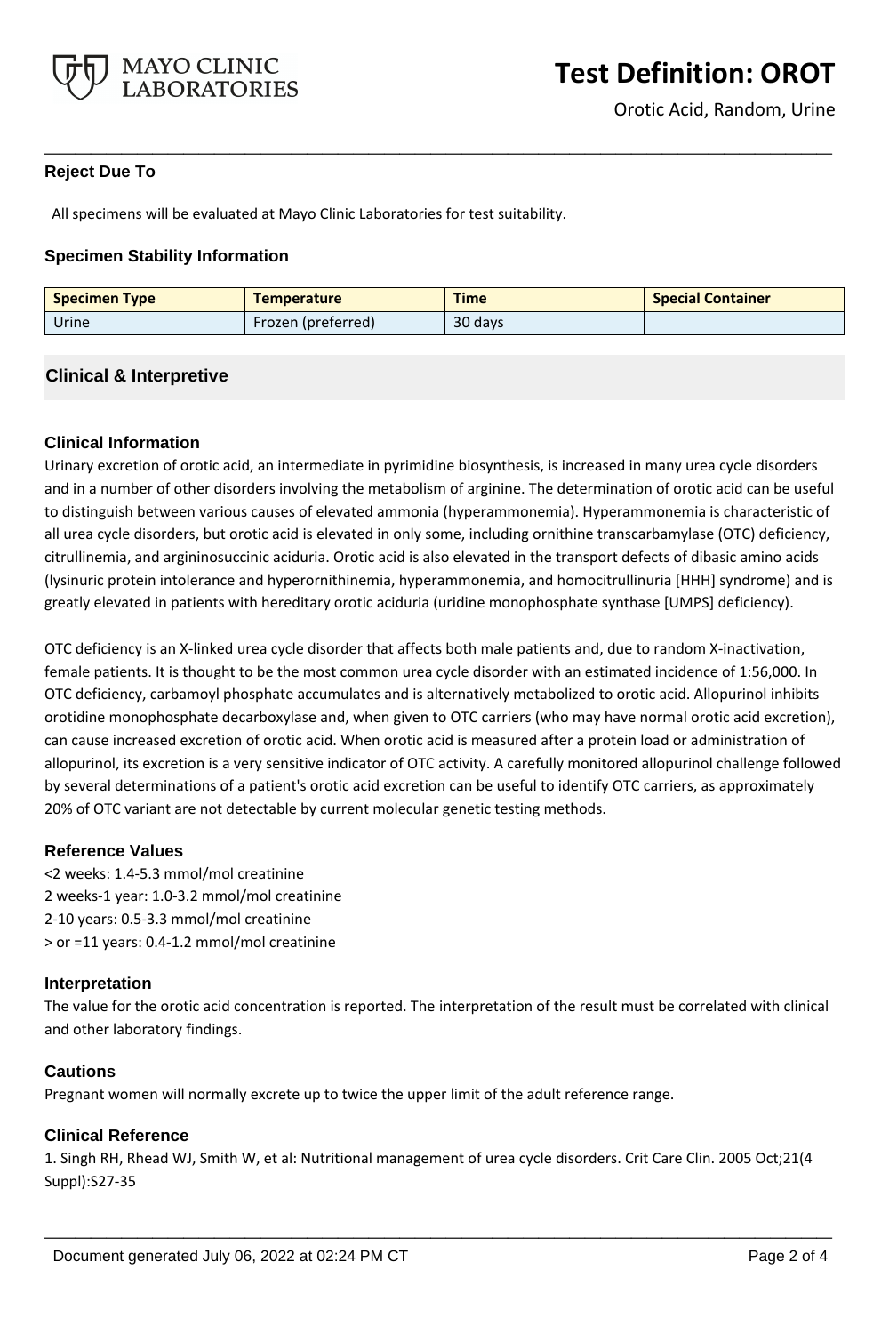## Reject Due To

All specimens will be evaluated at Mayo Clinic Laboratories for test suitability.

## Specimen Stability Information

| Specimen Type | Temperature | Time | Special Container |
| --- | --- | --- | --- |
| Urine | Frozen (preferred) | 30 days | |

# Clinical & Interpretive

## Clinical Information

Urinary excretion of orotic acid, an intermediate in pyrimidine biosynthesis, is increased in many urea cycle disorders and in a number of other disorders involving the metabolism of arginine. The determination of orotic acid can be useful to distinguish between various causes of elevated ammonia (hyperammonemia). Hyperammonemia is characteristic of all urea cycle disorders, but orotic acid is elevated in only some, including ornithine transcarbamylase (OTC) deficiency, citrullinemia, and argininosuccinic aciduria. Orotic acid is also elevated in the transport defects of dibasic amino acids (lysinuric protein intolerance and hyperornithinemia, hyperammonemia, and homocitrullinuria [HHH] syndrome) and is greatly elevated in patients with hereditary orotic aciduria (uridine monophosphate synthase [UMPS] deficiency).

OTC deficiency is an X-linked urea cycle disorder that affects both male patients and, due to random X-inactivation, female patients. It is thought to be the most common urea cycle disorder with an estimated incidence of 1:56,000. In OTC deficiency, carbamoyl phosphate accumulates and is alternatively metabolized to orotic acid. Allopurinol inhibits orotidine monophosphate decarboxylase and, when given to OTC carriers (who may have normal orotic acid excretion), can cause increased excretion of orotic acid. When orotic acid is measured after a protein load or administration of allopurinol, its excretion is a very sensitive indicator of OTC activity. A carefully monitored allopurinol challenge followed by several determinations of a patient's orotic acid excretion can be useful to identify OTC carriers, as approximately 20% of OTC variant are not detectable by current molecular genetic testing methods.

## Reference Values

<2 weeks: 1.4-5.3 mmol/mol creatinine
2 weeks-1 year: 1.0-3.2 mmol/mol creatinine
2-10 years: 0.5-3.3 mmol/mol creatinine
> or =11 years: 0.4-1.2 mmol/mol creatinine

## Interpretation

The value for the orotic acid concentration is reported. The interpretation of the result must be correlated with clinical and other laboratory findings.

## Cautions

Pregnant women will normally excrete up to twice the upper limit of the adult reference range.

## Clinical Reference

1. Singh RH, Rhead WJ, Smith W, et al: Nutritional management of urea cycle disorders. Crit Care Clin. 2005 Oct;21(4 Suppl):S27-35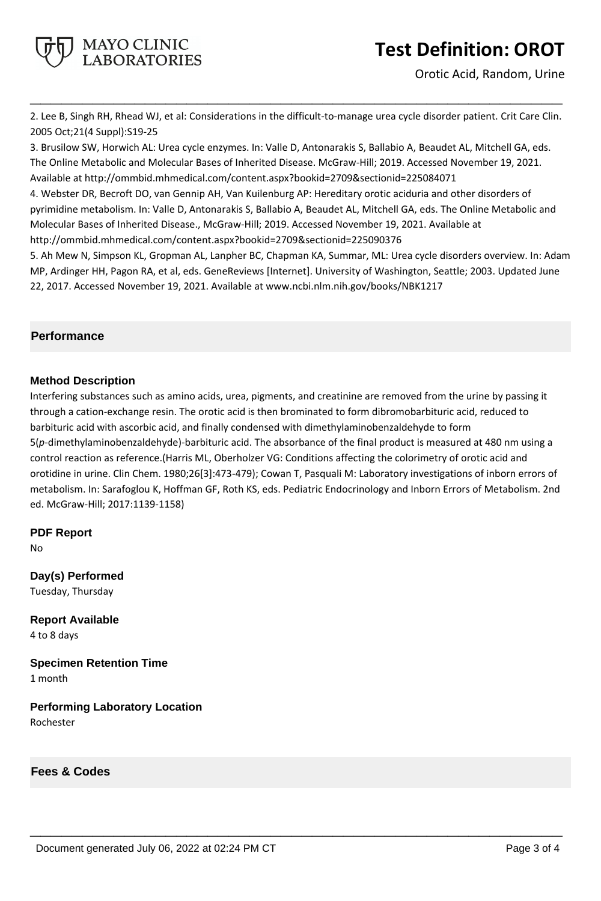2. Lee B, Singh RH, Rhead WJ, et al: Considerations in the difficult-to-manage urea cycle disorder patient. Crit Care Clin. 2005 Oct;21(4 Suppl):S19-25

3. Brusilow SW, Horwich AL: Urea cycle enzymes. In: Valle D, Antonarakis S, Ballabio A, Beaudet AL, Mitchell GA, eds. The Online Metabolic and Molecular Bases of Inherited Disease. McGraw-Hill; 2019. Accessed November 19, 2021. Available at http://ommbid.mhmedical.com/content.aspx?bookid=2709&sectionid=225084071

4. Webster DR, Becroft DO, van Gennip AH, Van Kuilenburg AP: Hereditary orotic aciduria and other disorders of pyrimidine metabolism. In: Valle D, Antonarakis S, Ballabio A, Beaudet AL, Mitchell GA, eds. The Online Metabolic and Molecular Bases of Inherited Disease., McGraw-Hill; 2019. Accessed November 19, 2021. Available at http://ommbid.mhmedical.com/content.aspx?bookid=2709&sectionid=225090376

5. Ah Mew N, Simpson KL, Gropman AL, Lanpher BC, Chapman KA, Summar, ML: Urea cycle disorders overview. In: Adam MP, Ardinger HH, Pagon RA, et al, eds. GeneReviews [Internet]. University of Washington, Seattle; 2003. Updated June 22, 2017. Accessed November 19, 2021. Available at www.ncbi.nlm.nih.gov/books/NBK1217

## Performance

### Method Description

Interfering substances such as amino acids, urea, pigments, and creatinine are removed from the urine by passing it through a cation-exchange resin. The orotic acid is then brominated to form dibromobarbituric acid, reduced to barbituric acid with ascorbic acid, and finally condensed with dimethylaminobenzaldehyde to form 5(*p*-dimethylaminobenzaldehyde)-barbituric acid. The absorbance of the final product is measured at 480 nm using a control reaction as reference.(Harris ML, Oberholzer VG: Conditions affecting the colorimetry of orotic acid and orotidine in urine. Clin Chem. 1980;26[3]:473-479); Cowan T, Pasquali M: Laboratory investigations of inborn errors of metabolism. In: Sarafoglou K, Hoffman GF, Roth KS, eds. Pediatric Endocrinology and Inborn Errors of Metabolism. 2nd ed. McGraw-Hill; 2017:1139-1158)

### PDF Report

No

### Day(s) Performed

Tuesday, Thursday

### Report Available

4 to 8 days

### Specimen Retention Time

1 month

### Performing Laboratory Location

Rochester

## Fees & Codes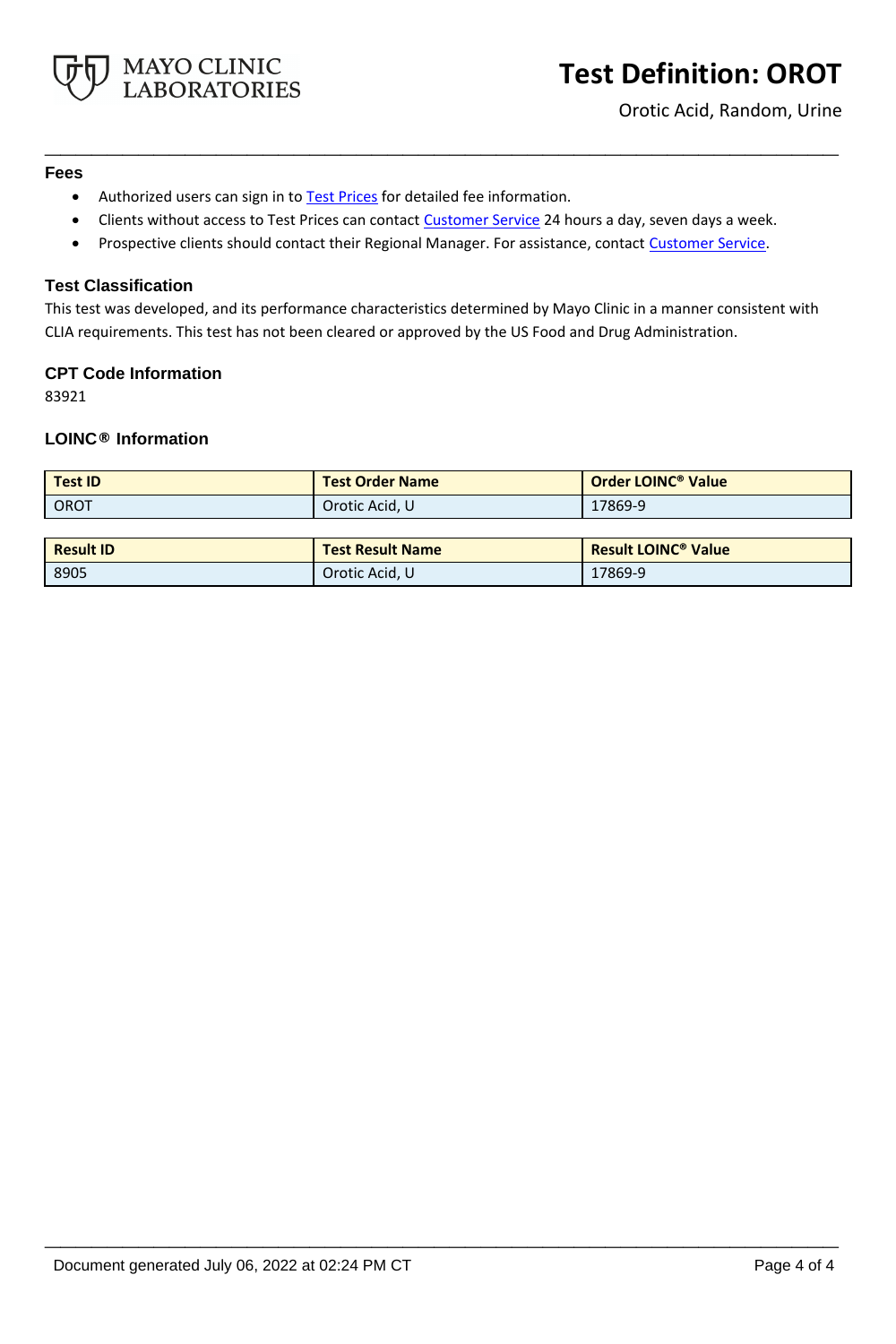## Fees

- Authorized users can sign in to Test Prices for detailed fee information.
- Clients without access to Test Prices can contact Customer Service 24 hours a day, seven days a week.
- Prospective clients should contact their Regional Manager. For assistance, contact Customer Service.

## Test Classification

This test was developed, and its performance characteristics determined by Mayo Clinic in a manner consistent with CLIA requirements. This test has not been cleared or approved by the US Food and Drug Administration.

## CPT Code Information

83921

## LOINC® Information

| Test ID | Test Order Name | Order LOINC® Value |
| --- | --- | --- |
| OROT | Orotic Acid, U | 17869-9 |

| Result ID | Test Result Name | Result LOINC® Value |
| --- | --- | --- |
| 8905 | Orotic Acid, U | 17869-9 |